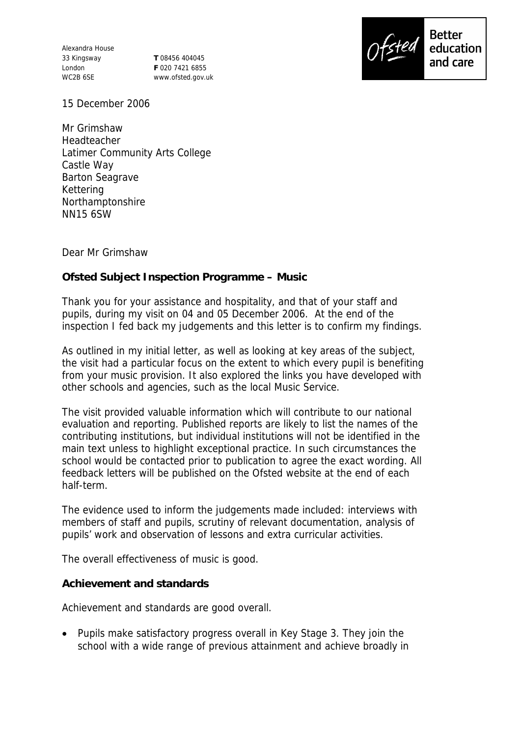Alexandra House
33 Kingsway
London
WC2B 6SE

**T** 08456 404045
**F** 020 7421 6855
www.ofsted.gov.uk

Ofsted Better education and care

15 December 2006

Mr Grimshaw
Headteacher
Latimer Community Arts College
Castle Way
Barton Seagrave
Kettering
Northamptonshire
NN15 6SW

Dear Mr Grimshaw

**Ofsted Subject Inspection Programme – Music**

Thank you for your assistance and hospitality, and that of your staff and pupils, during my visit on 04 and 05 December 2006. At the end of the inspection I fed back my judgements and this letter is to confirm my findings.

As outlined in my initial letter, as well as looking at key areas of the subject, the visit had a particular focus on the extent to which every pupil is benefiting from your music provision. It also explored the links you have developed with other schools and agencies, such as the local Music Service.

The visit provided valuable information which will contribute to our national evaluation and reporting. Published reports are likely to list the names of the contributing institutions, but individual institutions will not be identified in the main text unless to highlight exceptional practice. In such circumstances the school would be contacted prior to publication to agree the exact wording. All feedback letters will be published on the Ofsted website at the end of each half-term.

The evidence used to inform the judgements made included: interviews with members of staff and pupils, scrutiny of relevant documentation, analysis of pupils' work and observation of lessons and extra curricular activities.

The overall effectiveness of music is good.

**Achievement and standards**

Achievement and standards are good overall.

- Pupils make satisfactory progress overall in Key Stage 3. They join the school with a wide range of previous attainment and achieve broadly in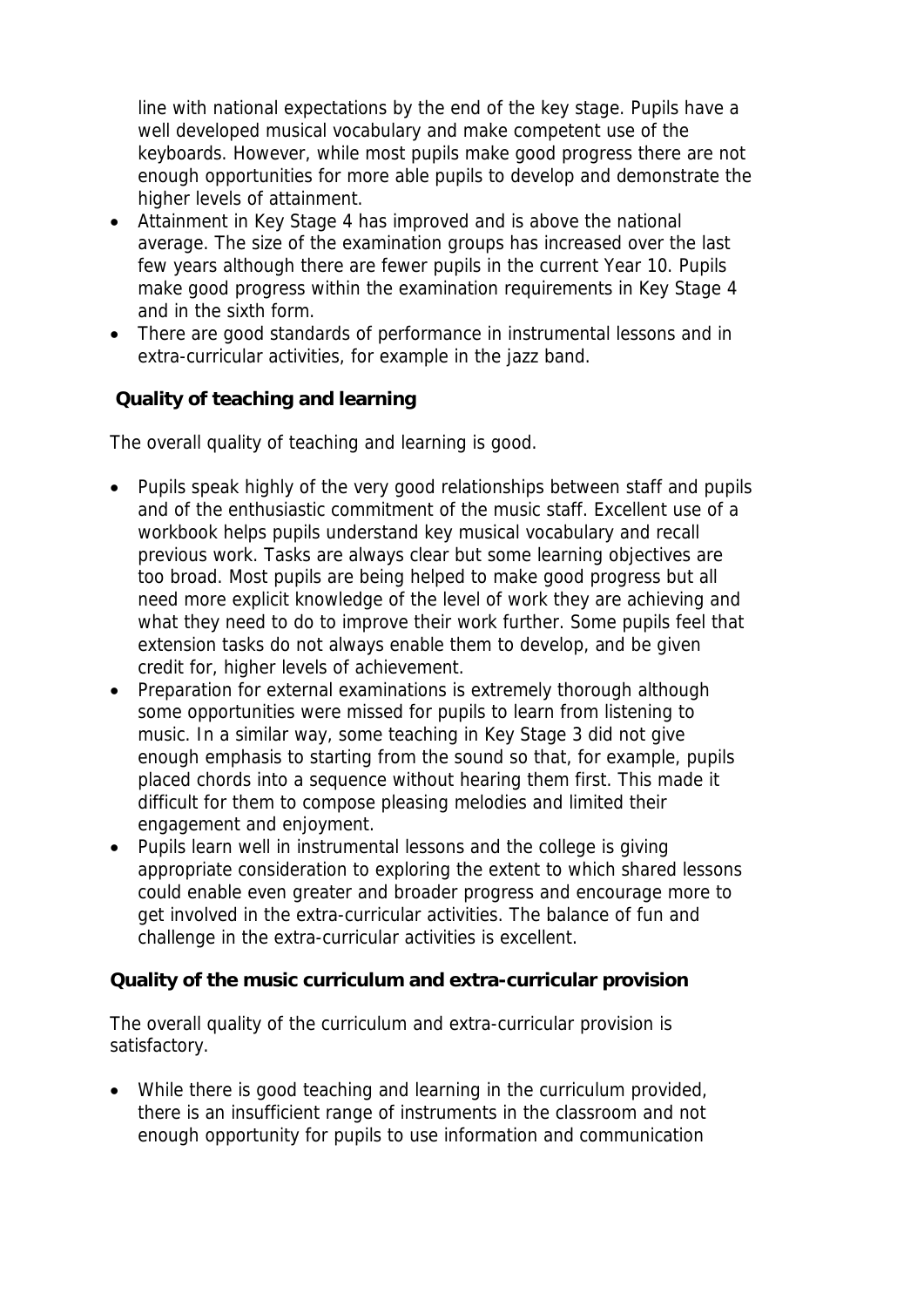line with national expectations by the end of the key stage. Pupils have a well developed musical vocabulary and make competent use of the keyboards. However, while most pupils make good progress there are not enough opportunities for more able pupils to develop and demonstrate the higher levels of attainment.

- Attainment in Key Stage 4 has improved and is above the national average. The size of the examination groups has increased over the last few years although there are fewer pupils in the current Year 10. Pupils make good progress within the examination requirements in Key Stage 4 and in the sixth form.
- There are good standards of performance in instrumental lessons and in extra-curricular activities, for example in the jazz band.

**Quality of teaching and learning**

The overall quality of teaching and learning is good.

- Pupils speak highly of the very good relationships between staff and pupils and of the enthusiastic commitment of the music staff. Excellent use of a workbook helps pupils understand key musical vocabulary and recall previous work. Tasks are always clear but some learning objectives are too broad. Most pupils are being helped to make good progress but all need more explicit knowledge of the level of work they are achieving and what they need to do to improve their work further. Some pupils feel that extension tasks do not always enable them to develop, and be given credit for, higher levels of achievement.
- Preparation for external examinations is extremely thorough although some opportunities were missed for pupils to learn from listening to music. In a similar way, some teaching in Key Stage 3 did not give enough emphasis to starting from the sound so that, for example, pupils placed chords into a sequence without hearing them first. This made it difficult for them to compose pleasing melodies and limited their engagement and enjoyment.
- Pupils learn well in instrumental lessons and the college is giving appropriate consideration to exploring the extent to which shared lessons could enable even greater and broader progress and encourage more to get involved in the extra-curricular activities. The balance of fun and challenge in the extra-curricular activities is excellent.

**Quality of the music curriculum and extra-curricular provision**

The overall quality of the curriculum and extra-curricular provision is satisfactory.

- While there is good teaching and learning in the curriculum provided, there is an insufficient range of instruments in the classroom and not enough opportunity for pupils to use information and communication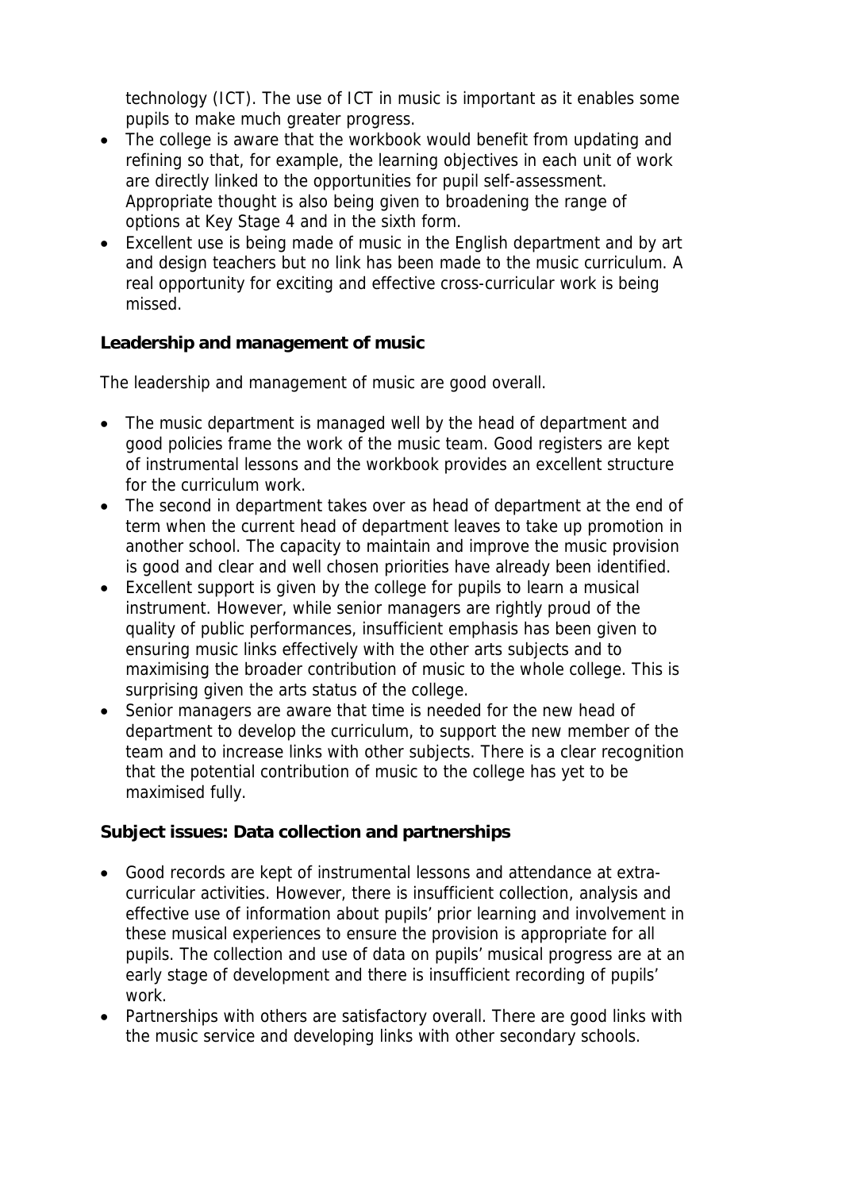technology (ICT). The use of ICT in music is important as it enables some pupils to make much greater progress.

- The college is aware that the workbook would benefit from updating and refining so that, for example, the learning objectives in each unit of work are directly linked to the opportunities for pupil self-assessment. Appropriate thought is also being given to broadening the range of options at Key Stage 4 and in the sixth form.
- Excellent use is being made of music in the English department and by art and design teachers but no link has been made to the music curriculum. A real opportunity for exciting and effective cross-curricular work is being missed.

**Leadership and management of music**

The leadership and management of music are good overall.

- The music department is managed well by the head of department and good policies frame the work of the music team. Good registers are kept of instrumental lessons and the workbook provides an excellent structure for the curriculum work.
- The second in department takes over as head of department at the end of term when the current head of department leaves to take up promotion in another school. The capacity to maintain and improve the music provision is good and clear and well chosen priorities have already been identified.
- Excellent support is given by the college for pupils to learn a musical instrument. However, while senior managers are rightly proud of the quality of public performances, insufficient emphasis has been given to ensuring music links effectively with the other arts subjects and to maximising the broader contribution of music to the whole college. This is surprising given the arts status of the college.
- Senior managers are aware that time is needed for the new head of department to develop the curriculum, to support the new member of the team and to increase links with other subjects. There is a clear recognition that the potential contribution of music to the college has yet to be maximised fully.

**Subject issues: Data collection and partnerships**

- Good records are kept of instrumental lessons and attendance at extra-curricular activities. However, there is insufficient collection, analysis and effective use of information about pupils' prior learning and involvement in these musical experiences to ensure the provision is appropriate for all pupils. The collection and use of data on pupils' musical progress are at an early stage of development and there is insufficient recording of pupils' work.
- Partnerships with others are satisfactory overall. There are good links with the music service and developing links with other secondary schools.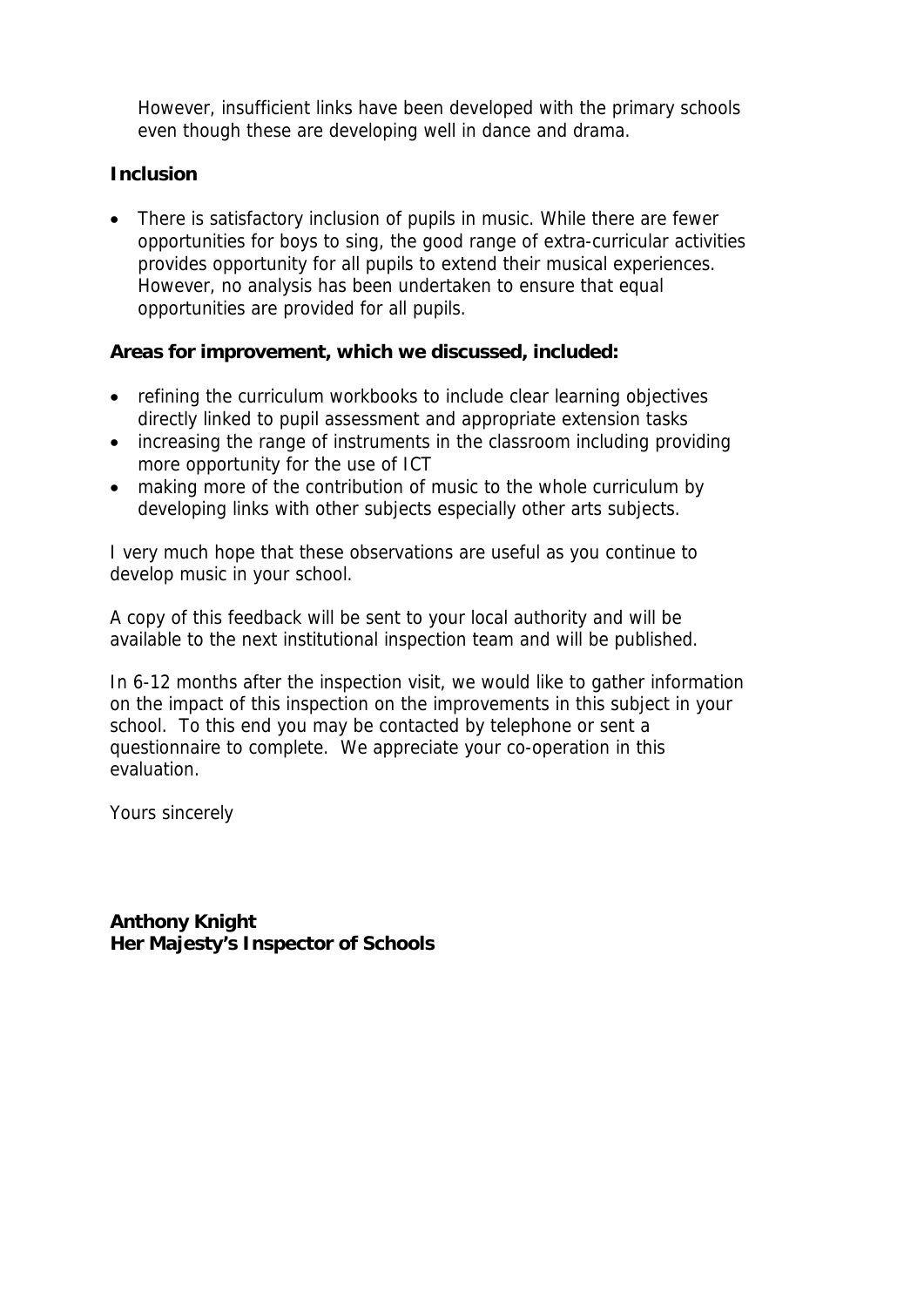However, insufficient links have been developed with the primary schools even though these are developing well in dance and drama.

**Inclusion**

- There is satisfactory inclusion of pupils in music. While there are fewer opportunities for boys to sing, the good range of extra-curricular activities provides opportunity for all pupils to extend their musical experiences. However, no analysis has been undertaken to ensure that equal opportunities are provided for all pupils.

**Areas for improvement, which we discussed, included:**

- refining the curriculum workbooks to include clear learning objectives directly linked to pupil assessment and appropriate extension tasks
- increasing the range of instruments in the classroom including providing more opportunity for the use of ICT
- making more of the contribution of music to the whole curriculum by developing links with other subjects especially other arts subjects.

I very much hope that these observations are useful as you continue to develop music in your school.

A copy of this feedback will be sent to your local authority and will be available to the next institutional inspection team and will be published.

In 6-12 months after the inspection visit, we would like to gather information on the impact of this inspection on the improvements in this subject in your school. To this end you may be contacted by telephone or sent a questionnaire to complete. We appreciate your co-operation in this evaluation.

Yours sincerely

**Anthony Knight**
**Her Majesty's Inspector of Schools**